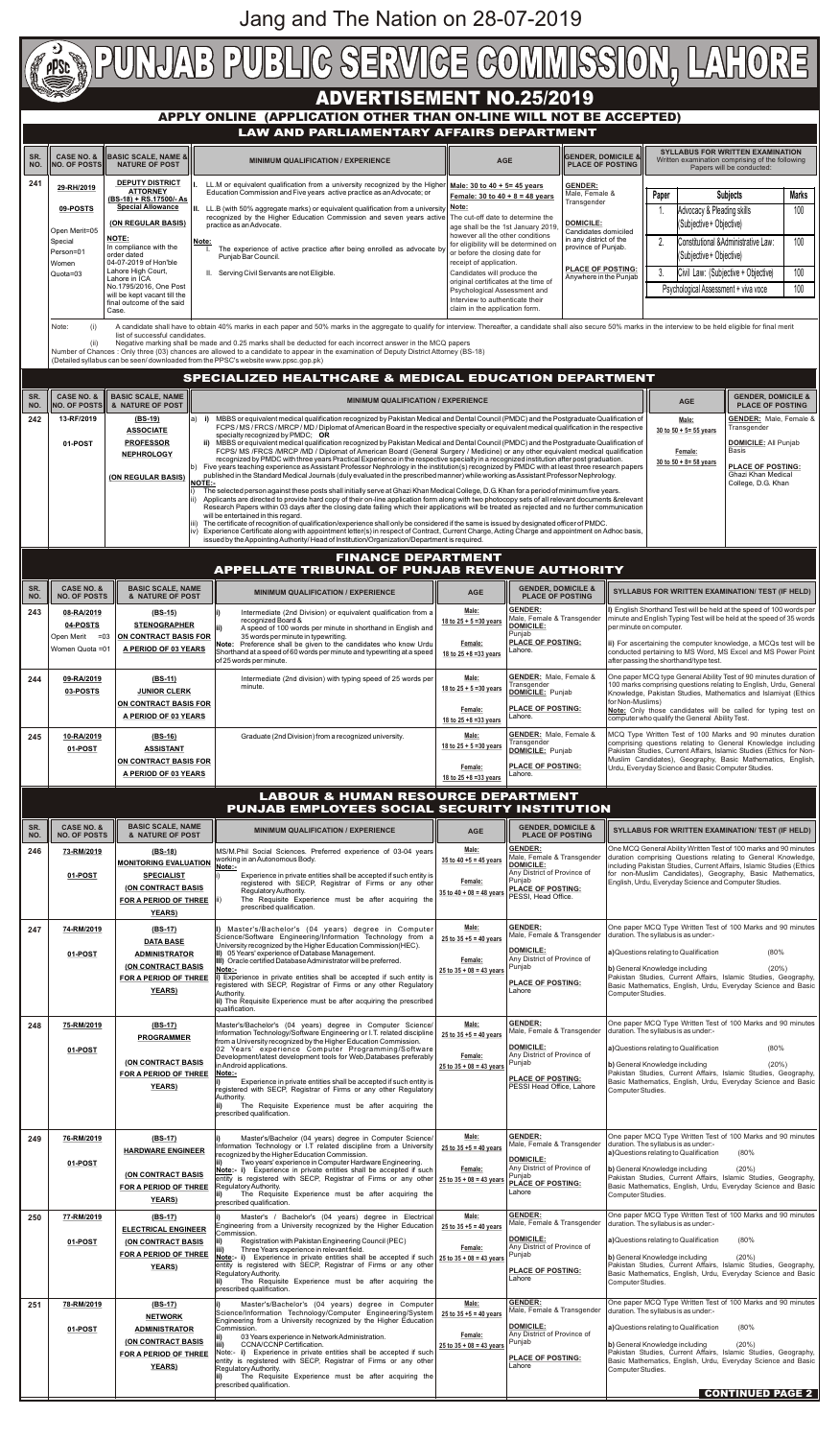Jang and The Nation on 28-07-2019

# PUNJAB PUBLIC SERVICE COMMISSION, LAHORE

## ADVERTISEMENT NO.25/2019

### APPLY ONLINE (APPLICATION OTHER THAN ON-LINE WILL NOT BE ACCEPTED)

### LAW AND PARLIAMENTARY AFFAIRS DEPARTMENT

| SR. NO. | CASE NO. & NO. OF POSTS | BASIC SCALE, NAME & NATURE OF POST | MINIMUM QUALIFICATION / EXPERIENCE | AGE | GENDER, DOMICILE & PLACE OF POSTING | SYLLABUS FOR WRITTEN EXAMINATION Written examination comprising of the following Papers will be conducted: |
|---|---|---|---|---|---|---|
| 241 | 29-RH/2019<br>09-POSTS<br>Open Merit=05<br>Special Person=01<br>Women Quota=03 | DEPUTY DISTRICT ATTORNEY (BS-18) + RS.17500/- As Special Allowance<br>(ON REGULAR BASIS)<br>NOTE: In compliance with the order dated 04-07-2019 of Hon'ble Lahore High Court, Lahore in ICA No.1795/2016, One Post will be kept vacant till the final outcome of the said Case. | I. LL.M or equivalent qualification from a university recognized by the Higher Education Commission and Five years active practice as an Advocate; or<br>II. LL.B (with 50% aggregate marks) or equivalent qualification from a university recognized by the Higher Education Commission and seven years active practice as an Advocate.<br>Note:<br>I. The experience of active practice after being enrolled as advocate by Punjab Bar Council.<br>II. Serving Civil Servants are not Eligible. | Male: 30 to 40 + 5= 45 years<br>Female: 30 to 40 + 8 = 48 years<br>Note: The cut-off date to determine the age shall be the 1st January 2019, however all the other conditions for eligibility will be determined on or before the closing date for receipt of application. Candidates will produce the original certificates at the time of Psychological Assessment and Interview to authenticate their claim in the application form. | GENDER: Male, Female & Transgender<br>DOMICILE: Candidates domiciled in any district of the province of Punjab.<br>PLACE OF POSTING: Anywhere in the Punjab | Paper / Subjects / Marks<br>1. Advocacy & Pleading skills (Subjective+ Objective) — 100<br>2. Constitutional &Administrative Law: (Subjective+ Objective) — 100<br>3. Civil Law: (Subjective + Objective) — 100<br>Psychological Assessment + viva voce — 100 |

Note: (i) A candidate shall have to obtain 40% marks in each paper and 50% marks in the aggregate to qualify for interview. Thereafter, a candidate shall also secure 50% marks in the interview to be held eligible for final merit list of successful candidates.
(ii) Negative marking shall be made and 0.25 marks shall be deducted for each incorrect answer in the MCQ papers

Number of Chances : Only three (03) chances are allowed to a candidate to appear in the examination of Deputy District Attorney (BS-18)
(Detailed syllabus can be seen/ downloaded from the PPSC's website www.ppsc.gop.pk)

### SPECIALIZED HEALTHCARE & MEDICAL EDUCATION DEPARTMENT

| SR. NO. | CASE NO. & NO. OF POSTS | BASIC SCALE, NAME & NATURE OF POST | MINIMUM QUALIFICATION / EXPERIENCE | AGE | GENDER, DOMICILE & PLACE OF POSTING |
|---|---|---|---|---|---|
| 242 | 13-RF/2019<br>01-POST | (BS-19)<br>ASSOCIATE PROFESSOR NEPHROLOGY<br>(ON REGULAR BASIS) | a) i) MBBS or equivalent medical qualification recognized by Pakistan Medical and Dental Council (PMDC) and the Postgraduate Qualification of FCPS / MS / FRCS / MRCP / MD / Diplomat of American Board in the respective specialty or equivalent medical qualification in the respective specialty recognized by PMDC; OR<br>ii) MBBS or equivalent medical qualification recognized by Pakistan Medical and Dental Council (PMDC) and the Postgraduate Qualification of FCPS/ MS /FRCS /MRCP /MD / Diplomat of American Board (General Surgery / Medicine) or any other equivalent medical qualification recognized by PMDC with three years Practical Experience in the respective specialty in a recognized institution after post graduation.<br>b) Five years teaching experience as Assistant Professor Nephrology in the institution(s) recognized by PMDC with at least three research papers published in the Standard Medical Journals (duly evaluated in the prescribed manner) while working as Assistant Professor Nephrology.<br>NOTE:-<br>i) The selected person against these posts shall initially serve at Ghazi Khan Medical College, D.G. Khan for a period of minimum five years.<br>ii) Applicants are directed to provide hard copy of their on-line application form along with two photocopy sets of all relevant documents &relevant Research Papers within 03 days after the closing date failing which their applications will be treated as rejected and no further communication will be entertained in this regard.<br>iii) The certificate of recognition of qualification/experience shall only be considered if the same is issued by designated officer of PMDC.<br>iv) Experience Certificate along with appointment letter(s) in respect of Contract, Current Charge, Acting Charge and appointment on Adhoc basis, issued by the Appointing Authority/ Head of Institution/Organization/Department is required. | Male: 30 to 50 + 5= 55 years<br>Female: 30 to 50 + 8= 58 years | GENDER: Male, Female & Transgender<br>DOMICILE: All Punjab Basis<br>PLACE OF POSTING: Ghazi Khan Medical College, D.G. Khan |

### FINANCE DEPARTMENT
### APPELLATE TRIBUNAL OF PUNJAB REVENUE AUTHORITY

| SR. NO. | CASE NO. & NO. OF POSTS | BASIC SCALE, NAME & NATURE OF POST | MINIMUM QUALIFICATION / EXPERIENCE | AGE | GENDER, DOMICILE & PLACE OF POSTING | SYLLABUS FOR WRITTEN EXAMINATION/ TEST (IF HELD) |
|---|---|---|---|---|---|---|
| 243 | 08-RA/2019<br>04-POSTS<br>Open Merit =03<br>Women Quota =01 | (BS-15)<br>STENOGRAPHER<br>ON CONTRACT BASIS FOR A PERIOD OF 03 YEARS | i) Intermediate (2nd Division) or equivalent qualification from a recognized Board &<br>ii) A speed of 100 words per minute in shorthand in English and 35 words per minute in typewriting.<br>Note: Preference shall be given to the candidates who know Urdu Shorthand at a speed of 60 words per minute and typewriting at a speed of 25 words per minute. | Male: 18 to 25 + 5 =30 years<br>Female: 18 to 25 +8 =33 years | GENDER: Male, Female & Transgender<br>DOMICILE: Punjab<br>PLACE OF POSTING: Lahore. | i) English Shorthand Test will be held at the speed of 100 words per minute and English Typing Test will be held at the speed of 35 words per minute on computer.<br>ii) For ascertaining the computer knowledge, a MCQs test will be conducted pertaining to MS Word, MS Excel and MS Power Point after passing the shorthand/type test. |
| 244 | 09-RA/2019<br>03-POSTS | (BS-11)<br>JUNIOR CLERK<br>ON CONTRACT BASIS FOR A PERIOD OF 03 YEARS | Intermediate (2nd division) with typing speed of 25 words per minute. | Male: 18 to 25 + 5 =30 years<br>Female: 18 to 25 +8 =33 years | GENDER: Male, Female & Transgender<br>DOMICILE: Punjab<br>PLACE OF POSTING: Lahore. | One paper MCQ type General Ability Test of 90 minutes duration of 100 marks comprising questions relating to English, Urdu, General Knowledge, Pakistan Studies, Mathematics and Islamiyat (Ethics for Non-Muslims)<br>Note: Only those candidates will be called for typing test on computer who qualify the General Ability Test. |
| 245 | 10-RA/2019<br>01-POST | (BS-16)<br>ASSISTANT<br>ON CONTRACT BASIS FOR A PERIOD OF 03 YEARS | Graduate (2nd Division) from a recognized university. | Male: 18 to 25 + 5 =30 years<br>Female: 18 to 25 +8 =33 years | GENDER: Male, Female & Transgender<br>DOMICILE: Punjab<br>PLACE OF POSTING: Lahore. | MCQ Type Written Test of 100 Marks and 90 minutes duration comprising questions relating to General Knowledge including Pakistan Studies, Current Affairs, Islamic Studies (Ethics for Non-Muslim Candidates), Geography, Basic Mathematics, English, Urdu, Everyday Science and Basic Computer Studies. |

### LABOUR & HUMAN RESOURCE DEPARTMENT
### PUNJAB EMPLOYEES SOCIAL SECURITY INSTITUTION

| SR. NO. | CASE NO. & NO. OF POSTS | BASIC SCALE, NAME & NATURE OF POST | MINIMUM QUALIFICATION / EXPERIENCE | AGE | GENDER, DOMICILE & PLACE OF POSTING | SYLLABUS FOR WRITTEN EXAMINATION/ TEST (IF HELD) |
|---|---|---|---|---|---|---|
| 246 | 73-RM/2019<br>01-POST | (BS-18)<br>MONITORING EVALUATION SPECIALIST<br>(ON CONTRACT BASIS FOR A PERIOD OF THREE YEARS) | MS/M.Phil Social Sciences. Preferred experience of 03-04 years working in an Autonomous Body.<br>Note:-<br>i) Experience in private entities shall be accepted if such entity is registered with SECP, Registrar of Firms or any other Regulatory Authority.<br>ii) The Requisite Experience must be after acquiring the prescribed qualification. | Male: 35 to 40 +5 = 45 years<br>Female: 35 to 40 + 08 = 48 years | GENDER: Male, Female & Transgender<br>DOMICILE: Any District of Province of Punjab<br>PLACE OF POSTING: PESSI, Head Office. | One MCQ General Ability Written Test of 100 marks and 90 minutes duration comprising Questions relating to General Knowledge, including Pakistan Studies, Current Affairs, Islamic Studies (Ethics for non-Muslim Candidates), Geography, Basic Mathematics, English, Urdu, Everyday Science and Computer Studies. |
| 247 | 74-RM/2019<br>01-POST | (BS-17)<br>DATA BASE ADMINISTRATOR<br>(ON CONTRACT BASIS FOR A PERIOD OF THREE YEARS) | I) Master's/Bachelor's (04 years) degree in Computer Science/Software Engineering/Information Technology from a University recognized by the Higher Education Commission(HEC).<br>II) 05 Years' experience of Database Management.<br>III) Oracle certified Database Administrator will be preferred.<br>Note:-<br>i) Experience in private entities shall be accepted if such entity is registered with SECP, Registrar of Firms or any other Regulatory Authority.<br>ii) The Requisite Experience must be after acquiring the prescribed qualification. | Male: 25 to 35 + 5 = 40 years<br>Female: 25 to 35 + 08 = 43 years | GENDER: Male, Female & Transgender<br>DOMICILE: Any District of Province of Punjab<br>PLACE OF POSTING: Lahore | One paper MCQ Type Written Test of 100 Marks and 90 minutes duration. The syllabus is as under:-<br>a) Questions relating to Qualification (80%)<br>b) General Knowledge including (20%) Pakistan Studies, Current Affairs, Islamic Studies, Geography, Basic Mathematics, English, Urdu, Everyday Science and Basic Computer Studies. |
| 248 | 75-RM/2019<br>01-POST | (BS-17)<br>PROGRAMMER<br>(ON CONTRACT BASIS FOR A PERIOD OF THREE YEARS) | Master's/Bachelor's (04 years) degree in Computer Science/ Information Technology/Software Engineering or I.T. related discipline from a University recognized by the Higher Education Commission.<br>02 Years' experience Computer Programming/Software Development/latest development tools for Web,Databases preferably in Android applications.<br>Note:-<br>i) Experience in private entities shall be accepted if such entity is registered with SECP, Registrar of Firms or any other Regulatory Authority.<br>ii) The Requisite Experience must be after acquiring the prescribed qualification. | Male: 25 to 35 + 5 = 40 years<br>Female: 25 to 35 + 08 = 43 years | GENDER: Male, Female & Transgender<br>DOMICILE: Any District of Province of Punjab<br>PLACE OF POSTING: PESSI Head Office, Lahore | One paper MCQ Type Written Test of 100 Marks and 90 minutes duration. The syllabus is as under:-<br>a) Questions relating to Qualification (80%)<br>b) General Knowledge including (20%) Pakistan Studies, Current Affairs, Islamic Studies, Geography, Basic Mathematics, English, Urdu, Everyday Science and Basic Computer Studies. |
| 249 | 76-RM/2019<br>01-POST | (BS-17)<br>HARDWARE ENGINEER<br>(ON CONTRACT BASIS FOR A PERIOD OF THREE YEARS) | i) Master's/Bachelor (04 years) degree in Computer Science/ Information Technology or I.T related discipline from a University recognized by the Higher Education Commission.<br>ii) Two years' experience in Computer Hardware Engineering.<br>Note:- i) Experience in private entities shall be accepted if such entity is registered with SECP, Registrar of Firms or any other Regulatory Authority.<br>ii) The Requisite Experience must be after acquiring the prescribed qualification. | Male: 25 to 35 + 5 = 40 years<br>Female: 25 to 35 + 08 = 43 years | GENDER: Male, Female & Transgender<br>DOMICILE: Any District of Province of Punjab<br>PLACE OF POSTING: Lahore | One paper MCQ Type Written Test of 100 Marks and 90 minutes duration. The syllabus is as under:-<br>a) Questions relating to Qualification (80%)<br>b) General Knowledge including (20%) Pakistan Studies, Current Affairs, Islamic Studies, Geography, Basic Mathematics, English, Urdu, Everyday Science and Basic Computer Studies. |
| 250 | 77-RM/2019<br>01-POST | (BS-17)<br>ELECTRICAL ENGINEER<br>(ON CONTRACT BASIS FOR A PERIOD OF THREE YEARS) | i) Master's / Bachelor's (04 years) degree in Electrical Engineering from a University recognized by the Higher Education Commission.<br>ii) Registration with Pakistan Engineering Council (PEC)<br>iii) Three Years experience in relevant field.<br>Note:- i) Experience in private entities shall be accepted if such entity is registered with SECP, Registrar of Firms or any other Regulatory Authority.<br>ii) The Requisite Experience must be after acquiring the prescribed qualification. | Male: 25 to 35 + 5 = 40 years<br>Female: 25 to 35 + 08 = 43 years | GENDER: Male, Female & Transgender<br>DOMICILE: Any District of Province of Punjab<br>PLACE OF POSTING: Lahore | One paper MCQ Type Written Test of 100 Marks and 90 minutes duration. The syllabus is as under:-<br>a) Questions relating to Qualification (80%)<br>b) General Knowledge including (20%) Pakistan Studies, Current Affairs, Islamic Studies, Geography, Basic Mathematics, English, Urdu, Everyday Science and Basic Computer Studies. |
| 251 | 78-RM/2019<br>01-POST | (BS-17)<br>NETWORK ADMINISTRATOR<br>(ON CONTRACT BASIS FOR A PERIOD OF THREE YEARS) | i) Master's/Bachelor's (04 years) degree in Computer Science/Information Technology/Computer Engineering/System Engineering from a University recognized by the Higher Education Commission.<br>ii) 03 Years experience in Network Administration.<br>iii) CCNA/CCNP Certification.<br>Note:- i) Experience in private entities shall be accepted if such entity is registered with SECP, Registrar of Firms or any other Regulatory Authority.<br>ii) The Requisite Experience must be after acquiring the prescribed qualification. | Male: 25 to 35 + 5 = 40 years<br>Female: 25 to 35 + 08 = 43 years | GENDER: Male, Female & Transgender<br>DOMICILE: Any District of Province of Punjab<br>PLACE OF POSTING: Lahore | One paper MCQ Type Written Test of 100 Marks and 90 minutes duration. The syllabus is as under:-<br>a) Questions relating to Qualification (80%)<br>b) General Knowledge including (20%) Pakistan Studies, Current Affairs, Islamic Studies, Geography, Basic Mathematics, English, Urdu, Everyday Science and Basic Computer Studies. |

CONTINUED PAGE 2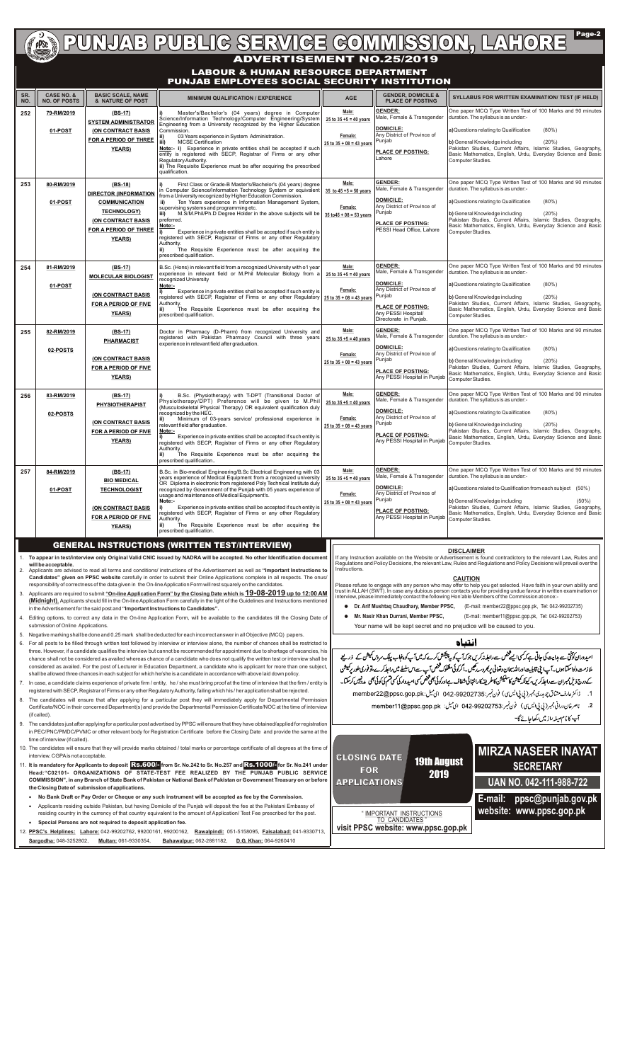# PUNJAB PUBLIC SERVICE COMMISSION, LAHORE

## ADVERTISEMENT NO.25/2019

### LABOUR & HUMAN RESOURCE DEPARTMENT
### PUNJAB EMPLOYEES SOCIAL SECURITY INSTITUTION

| SR. NO. | CASE NO. & NO. OF POSTS | BASIC SCALE, NAME & NATURE OF POST | MINIMUM QUALIFICATION / EXPERIENCE | AGE | GENDER, DOMICILE & PLACE OF POSTING | SYLLABUS FOR WRITTEN EXAMINATION/ TEST (IF HELD) |
|---|---|---|---|---|---|---|
| 252 | 79-RM/2019<br><br>01-POST | (BS-17)<br>SYSTEM ADMINISTRATOR<br>(ON CONTRACT BASIS FOR A PERIOD OF THREE YEARS) | i) Master's/Bachelor's (04 years) degree in Computer Science/Information Technology/Computer Engineering/System Engineering from a University recognized by the Higher Education Commission.<br>ii) 03 Years experience in System Administration.<br>iii) MCSE Certification<br>Note:- i) Experience in private entities shall be accepted if such entity is registered with SECP, Registrar of Firms or any other Regulatory Authority.<br>ii) The Requisite Experience must be after acquiring the prescribed qualification. | Male:<br>25 to 35 +5 = 40 years<br><br>Female:<br>25 to 35 + 08 = 43 years | GENDER:<br>Male, Female & Transgender<br><br>DOMICILE:<br>Any District of Province of Punjab<br><br>PLACE OF POSTING:<br>Lahore | One paper MCQ Type Written Test of 100 Marks and 90 minutes duration. The syllabus is as under:-<br>a) Questions relating to Qualification (80%)<br>b) General Knowledge including (20%)<br>Pakistan Studies, Current Affairs, Islamic Studies, Geography, Basic Mathematics, English, Urdu, Everyday Science and Basic Computer Studies. |
| 253 | 80-RM/2019<br><br>01-POST | (BS-18)<br>DIRECTOR (INFORMATION COMMUNICATION TECHNOLOGY)<br>(ON CONTRACT BASIS FOR A PERIOD OF THREE YEARS) | i) First Class or Grade-B Master's/Bachelor's (04 years) degree in Computer Science/Information Technology System or equivalent from a University recognized by Higher Education Commission.<br>ii) Ten Years experience in Information Management System, supervising systems and programming etc.<br>iii) M.S/M.Phil/Ph.D Degree Holder in the above subjects will be preferred.<br>Note:-<br>i) Experience in private entities shall be accepted if such entity is registered with SECP, Registrar of Firms or any other Regulatory Authority.<br>ii) The Requisite Experience must be after acquiring the prescribed qualification. | Male:<br>35 to 45 +5 = 50 years<br><br>Female:<br>35 to45 + 08 = 53 years | GENDER:<br>Male, Female & Transgender<br><br>DOMICILE:<br>Any District of Province of Punjab<br><br>PLACE OF POSTING:<br>PESSI Head Office, Lahore | One paper MCQ Type Written Test of 100 Marks and 90 minutes duration. The syllabus is as under:-<br>a) Questions relating to Qualification (80%)<br>b) General Knowledge including (20%)<br>Pakistan Studies, Current Affairs, Islamic Studies, Geography, Basic Mathematics, English, Urdu, Everyday Science and Basic Computer Studies. |
| 254 | 81-RM/2019<br><br>01-POST | (BS-17)<br>MOLECULAR BIOLOGIST<br>(ON CONTRACT BASIS FOR A PERIOD OF FIVE YEARS) | B.Sc. (Hons) in relevant field from a recognized University with 01 year experience in relevant field or M.Phil Molecular Biology from a recognized University<br>Note:-<br>i) Experience in private entities shall be accepted if such entity is registered with SECP, Registrar of Firms or any other Regulatory Authority.<br>ii) The Requisite Experience must be after acquiring the prescribed qualification. | Male:<br>25 to 35 +5 = 40 years<br><br>Female:<br>25 to 35 + 08 = 43 years | GENDER:<br>Male, Female & Transgender<br><br>DOMICILE:<br>Any District of Province of Punjab<br><br>PLACE OF POSTING:<br>Any PESSI Hospital/ Directorate in Punjab. | One paper MCQ Type Written Test of 100 Marks and 90 minutes duration. The syllabus is as under:-<br>a) Questions relating to Qualification (80%)<br>b) General Knowledge including (20%)<br>Pakistan Studies, Current Affairs, Islamic Studies, Geography, Basic Mathematics, English, Urdu, Everyday Science and Basic Computer Studies. |
| 255 | 82-RM/2019<br><br>02-POSTS | (BS-17)<br>PHARMACIST<br>(ON CONTRACT BASIS FOR A PERIOD OF FIVE YEARS) | Doctor in Pharmacy (D-Pharm) from recognized University and registered with Pakistan Pharmacy Council with three years experience in relevant field after graduation. | Male:<br>25 to 35 +5 = 40 years<br><br>Female:<br>25 to 35 + 08 = 43 years | GENDER:<br>Male, Female & Transgender<br><br>DOMICILE:<br>Any District of Province of Punjab<br><br>PLACE OF POSTING:<br>Any PESSI Hospital in Punjab | One paper MCQ Type Written Test of 100 Marks and 90 minutes duration. The syllabus is as under:-<br>a) Questions relating to Qualification (80%)<br>b) General Knowledge including (20%)<br>Pakistan Studies, Current Affairs, Islamic Studies, Geography, Basic Mathematics, English, Urdu, Everyday Science and Basic Computer Studies. |
| 256 | 83-RM/2019<br><br>02-POSTS | (BS-17)<br>PHYSIOTHERAPIST<br>(ON CONTRACT BASIS FOR A PERIOD OF FIVE YEARS) | i) B.Sc. (Physiotherapy) with T-DPT (Transitional Doctor of Physiotherapy/DPT) Preference will be given to M.Phil (Musculoskeletal Physical Therapy) OR equivalent qualification duly recognized by the HEC.<br>ii) Minimum of 03-years service/ professional experience in relevant field after graduation.<br>Note:-<br>i) Experience in private entities shall be accepted if such entity is registered with SECP, Registrar of Firms or any other Regulatory Authority.<br>ii) The Requisite Experience must be after acquiring the prescribed qualification.. | Male:<br>25 to 35 +5 = 40 years<br><br>Female:<br>25 to 35 + 08 = 43 years | GENDER:<br>Male, Female & Transgender<br><br>DOMICILE:<br>Any District of Province of Punjab<br><br>PLACE OF POSTING:<br>Any PESSI Hospital in Punjab | One paper MCQ Type Written Test of 100 Marks and 90 minutes duration. The syllabus is as under:-<br>a) Questions relating to Qualification (80%)<br>b) General Knowledge including (20%)<br>Pakistan Studies, Current Affairs, Islamic Studies, Geography, Basic Mathematics, English, Urdu, Everyday Science and Basic Computer Studies. |
| 257 | 84-RM/2019<br><br>01-POST | (BS-17)<br>BIO MEDICAL TECHNOLOGIST<br>(ON CONTRACT BASIS FOR A PERIOD OF FIVE YEARS) | B.Sc. in Bio-medical Engineering/B.Sc Electrical Engineering with 03 years experience of Medical Equipment from a recognized university OR Diploma in electronic from registered Poly Technical Institute duly recognized by Government of the Punjab with 05 years experience of usage and maintenance of Medical Equipment's.<br>Note:-<br>i) Experience in private entities shall be accepted if such entity is registered with SECP, Registrar of Firms or any other Regulatory Authority.<br>ii) The Requisite Experience must be after acquiring the prescribed qualification. | Male:<br>25 to 35 +5 = 40 years<br><br>Female:<br>25 to 35 + 08 = 43 years | GENDER:<br>Male, Female & Transgender<br><br>DOMICILE:<br>Any District of Province of Punjab<br><br>PLACE OF POSTING:<br>Any PESSI Hospital in Punjab | One paper MCQ Type Written Test of 100 Marks and 90 minutes duration. The syllabus is as under:-<br>a) Questions related to Qualification from each subject (50%)<br>b) General Knowledge including (50%)<br>Pakistan Studies, Current Affairs, Islamic Studies, Geography, Basic Mathematics, English, Urdu, Everyday Science and Basic Computer Studies. |

## GENERAL INSTRUCTIONS (WRITTEN TEST/INTERVIEW)

1. **To appear in test/interview only Original Valid CNIC issued by NADRA will be accepted. No other Identification document will be acceptable.**
2. Applicants are advised to read all terms and conditions/ instructions of the Advertisement as well as **"Important Instructions to Candidates" given on PPSC website** carefully in order to submit their Online Applications complete in all respects. The onus/ responsibility of correctness of the data given in the On-line Application Form will rest squarely on the candidates.
3. Applicants are required to submit **"On-line Application Form" by the Closing Date which is 19-08-2019 up to 12:00 AM (Midnight).** Applicants should fill in the On-line Application Form carefully in the light of the Guidelines and Instructions mentioned in the Advertisement for the said post and **"Important Instructions to Candidates".**
4. Editing options, to correct any data in the On-line Application Form, will be available to the candidates till the Closing date of submission of Online Applications.
5. Negative marking shall be done and 0.25 mark shall be deducted for each incorrect answer in all Objective (MCQ) papers.
6. For all posts to be filled through written test followed by interview or interview alone, the number of chances shall be restricted to three. However, if a candidate qualifies the interview but cannot be recommended for appointment due to shortage of vacancies, his chance shall not be considered as availed whereas chance of a candidate who does not qualify the written test or interview shall be considered as availed. For the post of Lecturer in Education Department, a candidate who is applicant for more than one subject, shall be allowed three chances in each subject for which he/she is a candidate in accordance with above laid down policy.
7. In case, a candidate claims experience of private firm / entity, he / she must bring proof at the time of interview that the firm / entity is registered with SECP, Registrar of Firms or any other Regulatory Authority, failing which his / her application shall be rejected.
8. The candidates will ensure that after applying for a particular post they will immediately apply for Departmental Permission Certificate/NOC in their concerned Department(s) and provide the Departmental Permission Certificate/NOC at the time of interview (if called).
9. The candidates just after applying for a particular post advertised by PPSC will ensure that they have obtained/applied for registration in PEC/PNC/PMDC/PVMC or other relevant body for Registration Certificate before the Closing Date and provide the same at the time of interview (if called).
10. The candidates will ensure that they will provide marks obtained / total marks or percentage certificate of all degrees at the time of interview. CGPA is not acceptable.
11. **It is mandatory for Applicants to deposit Rs.600/- from Sr. No.242 to Sr. No.257 and Rs.1000/- for Sr. No.241 under Head:"C02101- ORGANIZATIONS OF STATE-TEST FEE REALIZED BY THE PUNJAB PUBLIC SERVICE COMMISSION", in any Branch of State Bank of Pakistan or National Bank of Pakistan or Government Treasury on or before the Closing Date of submission of applications.**
    - **No Bank Draft or Pay Order or Cheque or any such instrument will be accepted as fee by the Commission.**
    - Applicants residing outside Pakistan, but having Domicile of the Punjab will deposit the fee at the Pakistani Embassy of residing country in the currency of that country equivalent to the amount of Application/ Test Fee prescribed for the post.
    - **Special Persons are not required to deposit application fee.**
12. **PPSC's Helplines: Lahore:** 042-99202762, 99200161, 99200162, **Rawalpindi:** 051-5158095, **Faisalabad:** 041-9330713, **Sargodha:** 048-3252802, **Multan:** 061-9330354, **Bahawalpur:** 062-2881182, **D.G. Khan:** 064-9260410

### DISCLAIMER

If any Instruction available on the Website or Advertisement is found contradictory to the relevant Law, Rules and Regulations and Policy Decisions, the relevant Law, Rules and Regulations and Policy Decisions will prevail over the Instructions.

### CAUTION

Please refuse to engage with any person who may offer to help you get selected. Have faith in your own ability and trust in ALLAH (SWT). In case any dubious person contacts you for providing undue favour in written examination or interview, please immediately contact the following Hon'able Members of the Commission at once:-

- **Dr. Arif Mushtaq Chaudhary, Member PPSC,** (E-mail: member22@ppsc.gop.pk, Tel: 042-99202735)
- **Mr. Nasir Khan Durrani, Member PPSC,** (E-mail: member11@ppsc.gop.pk, Tel: 042-99202753)

Your name will be kept secret and no prejudice will be caused to you.

### انتباہ

امیدواران کو تنبیہ کی جاتی ہے کہ کسی ایسے شخص سے رابطہ نہ کریں جو کہ آپ کو یہ پیشکش کرے کہ میں آپ کو پنجاب پبلک سروس کمیشن کے ذریعے ملازمت دلوا سکتا ہوں۔ آپ اپنی قابلیت اور اللہ سبحان وتعالیٰ پر بھروسہ رکھیں۔ اگر کوئی مشکوک شخص آپ سے اس سلسلے میں رابطہ کرے تو فوری طور پر کمیشن کے درج ذیل ممبران سے رابطہ کریں، کیونکہ کمیشن کا سلیکشن کا طریقہ کار انتہائی شفاف ہے اور کوئی بھی شخص کسی امیدوار کی کسی قسم کی کوئی بھی مدد نہیں کرسکتا۔

1. ڈاکٹر عارف مشتاق چوہدری، ممبر (پی پی ایس سی) فون نمبر: 042-99202735 ای میل: member22@ppsc.gop.pk
2. ناصر خان درانی، ممبر (پی پی ایس سی) فون نمبر: 042-99202753 ای میل: member11@ppsc.gop.pk

آپ کا نام صیغہ راز میں رکھا جائے گا۔

**CLOSING DATE FOR APPLICATIONS: 19th August 2019**

" IMPORTANT INSTRUCTIONS TO CANDIDATES "
**visit PPSC website: www.ppsc.gop.pk**

**MIRZA NASEER INAYAT**
**SECRETARY**

**UAN NO. 042-111-988-722**

**E-mail: ppsc@punjab.gov.pk**
**website: www.ppsc.gop.pk**